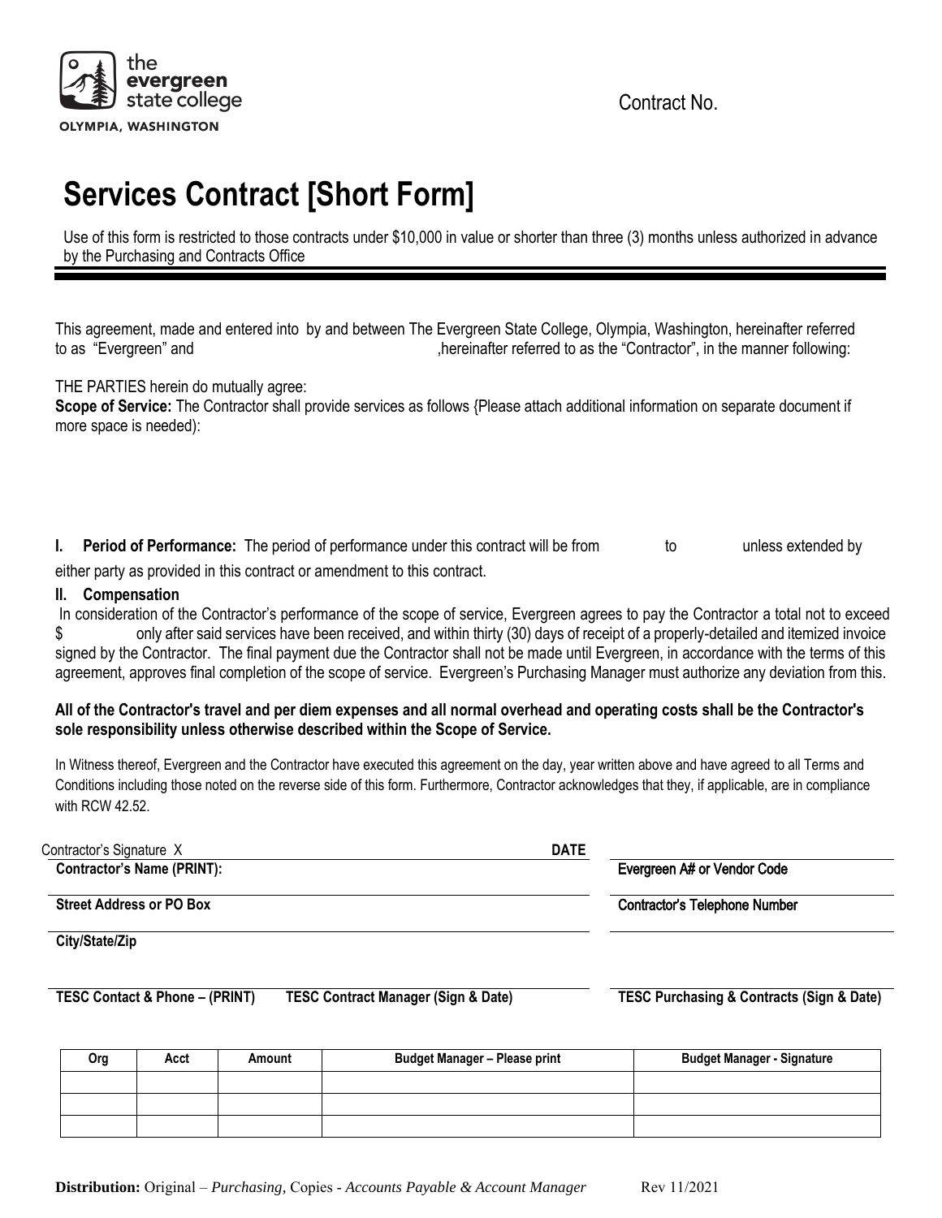the evergreen state college
OLYMPIA, WASHINGTON

Contract No.

# Services Contract [Short Form]

Use of this form is restricted to those contracts under $10,000 in value or shorter than three (3) months unless authorized in advance by the Purchasing and Contracts Office

This agreement, made and entered into by and between The Evergreen State College, Olympia, Washington, hereinafter referred to as "Evergreen" and ,hereinafter referred to as the "Contractor", in the manner following:

THE PARTIES herein do mutually agree:

**Scope of Service:** The Contractor shall provide services as follows {Please attach additional information on separate document if more space is needed):

**I. Period of Performance:** The period of performance under this contract will be from to unless extended by either party as provided in this contract or amendment to this contract.

**II. Compensation**

In consideration of the Contractor's performance of the scope of service, Evergreen agrees to pay the Contractor a total not to exceed $ only after said services have been received, and within thirty (30) days of receipt of a properly-detailed and itemized invoice signed by the Contractor. The final payment due the Contractor shall not be made until Evergreen, in accordance with the terms of this agreement, approves final completion of the scope of service. Evergreen's Purchasing Manager must authorize any deviation from this.

**All of the Contractor's travel and per diem expenses and all normal overhead and operating costs shall be the Contractor's sole responsibility unless otherwise described within the Scope of Service.**

In Witness thereof, Evergreen and the Contractor have executed this agreement on the day, year written above and have agreed to all Terms and Conditions including those noted on the reverse side of this form. Furthermore, Contractor acknowledges that they, if applicable, are in compliance with RCW 42.52.

Contractor's Signature X **DATE**

**Contractor's Name (PRINT):**

**Evergreen A# or Vendor Code**

**Street Address or PO Box**

**Contractor's Telephone Number**

**City/State/Zip**

**TESC Contact & Phone – (PRINT)** **TESC Contract Manager (Sign & Date)** **TESC Purchasing & Contracts (Sign & Date)**

| Org | Acct | Amount | Budget Manager – Please print | Budget Manager - Signature |
|---|---|---|---|---|
| | | | | |
| | | | | |
| | | | | |

**Distribution:** Original – *Purchasing*, Copies - *Accounts Payable & Account Manager* Rev 11/2021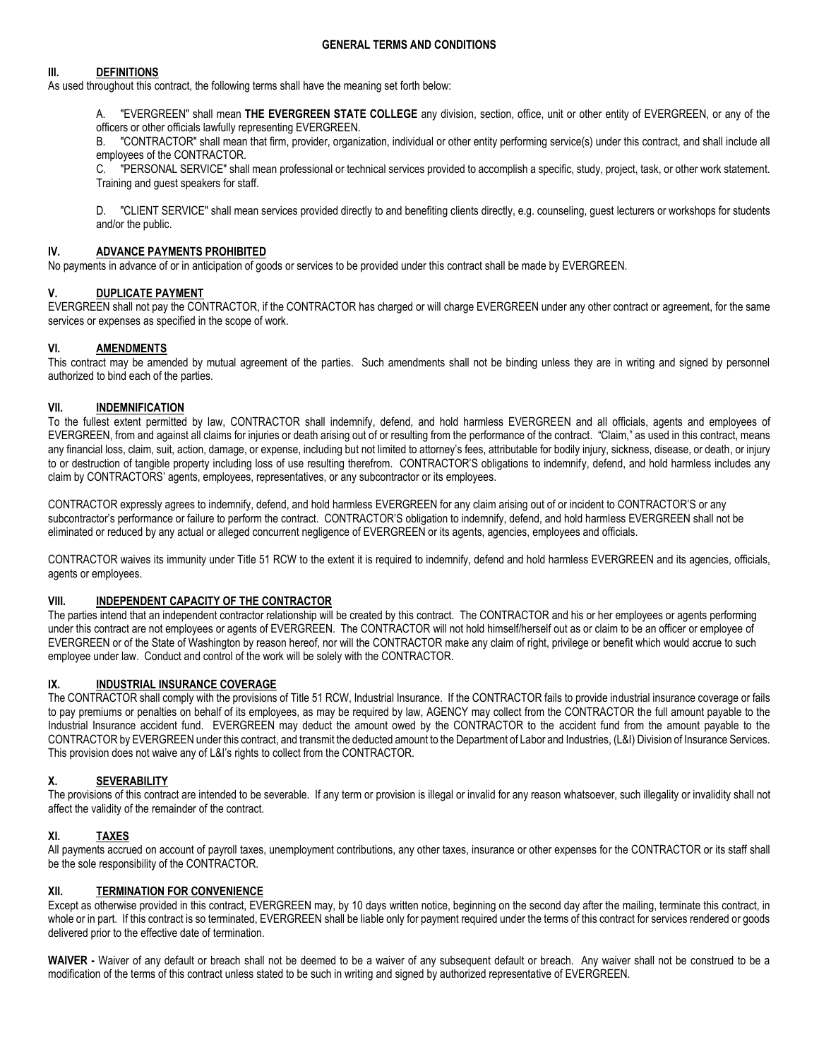## GENERAL TERMS AND CONDITIONS

### III. DEFINITIONS

As used throughout this contract, the following terms shall have the meaning set forth below:

A. "EVERGREEN" shall mean **THE EVERGREEN STATE COLLEGE** any division, section, office, unit or other entity of EVERGREEN, or any of the officers or other officials lawfully representing EVERGREEN.

B. "CONTRACTOR" shall mean that firm, provider, organization, individual or other entity performing service(s) under this contract, and shall include all employees of the CONTRACTOR.

C. "PERSONAL SERVICE" shall mean professional or technical services provided to accomplish a specific, study, project, task, or other work statement. Training and guest speakers for staff.

D. "CLIENT SERVICE" shall mean services provided directly to and benefiting clients directly, e.g. counseling, guest lecturers or workshops for students and/or the public.

### IV. ADVANCE PAYMENTS PROHIBITED

No payments in advance of or in anticipation of goods or services to be provided under this contract shall be made by EVERGREEN.

### V. DUPLICATE PAYMENT

EVERGREEN shall not pay the CONTRACTOR, if the CONTRACTOR has charged or will charge EVERGREEN under any other contract or agreement, for the same services or expenses as specified in the scope of work.

### VI. AMENDMENTS

This contract may be amended by mutual agreement of the parties. Such amendments shall not be binding unless they are in writing and signed by personnel authorized to bind each of the parties.

### VII. INDEMNIFICATION

To the fullest extent permitted by law, CONTRACTOR shall indemnify, defend, and hold harmless EVERGREEN and all officials, agents and employees of EVERGREEN, from and against all claims for injuries or death arising out of or resulting from the performance of the contract. "Claim," as used in this contract, means any financial loss, claim, suit, action, damage, or expense, including but not limited to attorney's fees, attributable for bodily injury, sickness, disease, or death, or injury to or destruction of tangible property including loss of use resulting therefrom. CONTRACTOR'S obligations to indemnify, defend, and hold harmless includes any claim by CONTRACTORS' agents, employees, representatives, or any subcontractor or its employees.

CONTRACTOR expressly agrees to indemnify, defend, and hold harmless EVERGREEN for any claim arising out of or incident to CONTRACTOR'S or any subcontractor's performance or failure to perform the contract. CONTRACTOR'S obligation to indemnify, defend, and hold harmless EVERGREEN shall not be eliminated or reduced by any actual or alleged concurrent negligence of EVERGREEN or its agents, agencies, employees and officials.

CONTRACTOR waives its immunity under Title 51 RCW to the extent it is required to indemnify, defend and hold harmless EVERGREEN and its agencies, officials, agents or employees.

### VIII. INDEPENDENT CAPACITY OF THE CONTRACTOR

The parties intend that an independent contractor relationship will be created by this contract. The CONTRACTOR and his or her employees or agents performing under this contract are not employees or agents of EVERGREEN. The CONTRACTOR will not hold himself/herself out as or claim to be an officer or employee of EVERGREEN or of the State of Washington by reason hereof, nor will the CONTRACTOR make any claim of right, privilege or benefit which would accrue to such employee under law. Conduct and control of the work will be solely with the CONTRACTOR.

### IX. INDUSTRIAL INSURANCE COVERAGE

The CONTRACTOR shall comply with the provisions of Title 51 RCW, Industrial Insurance. If the CONTRACTOR fails to provide industrial insurance coverage or fails to pay premiums or penalties on behalf of its employees, as may be required by law, AGENCY may collect from the CONTRACTOR the full amount payable to the Industrial Insurance accident fund. EVERGREEN may deduct the amount owed by the CONTRACTOR to the accident fund from the amount payable to the CONTRACTOR by EVERGREEN under this contract, and transmit the deducted amount to the Department of Labor and Industries, (L&I) Division of Insurance Services. This provision does not waive any of L&I's rights to collect from the CONTRACTOR.

### X. SEVERABILITY

The provisions of this contract are intended to be severable. If any term or provision is illegal or invalid for any reason whatsoever, such illegality or invalidity shall not affect the validity of the remainder of the contract.

### XI. TAXES

All payments accrued on account of payroll taxes, unemployment contributions, any other taxes, insurance or other expenses for the CONTRACTOR or its staff shall be the sole responsibility of the CONTRACTOR.

### XII. TERMINATION FOR CONVENIENCE

Except as otherwise provided in this contract, EVERGREEN may, by 10 days written notice, beginning on the second day after the mailing, terminate this contract, in whole or in part. If this contract is so terminated, EVERGREEN shall be liable only for payment required under the terms of this contract for services rendered or goods delivered prior to the effective date of termination.

**WAIVER -** Waiver of any default or breach shall not be deemed to be a waiver of any subsequent default or breach. Any waiver shall not be construed to be a modification of the terms of this contract unless stated to be such in writing and signed by authorized representative of EVERGREEN.